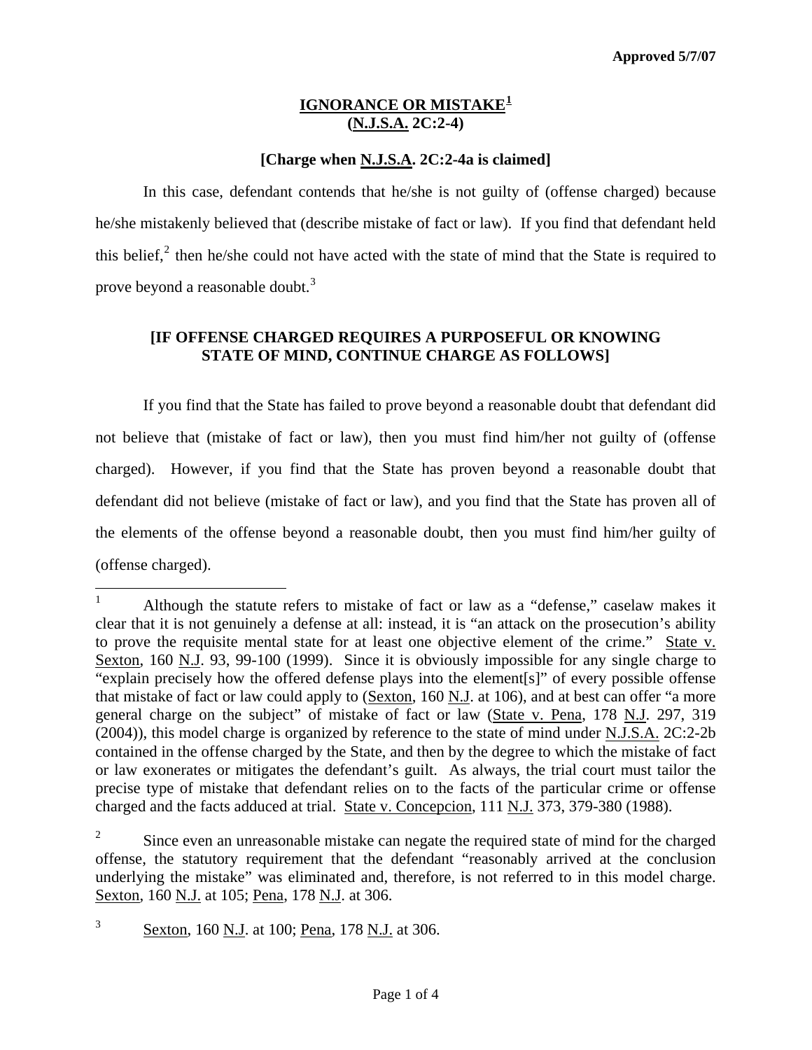Approved 5/7/07

# IGNORANCE OR MISTAKE[1]
## (N.J.S.A. 2C:2-4)

### [Charge when N.J.S.A. 2C:2-4a is claimed]

In this case, defendant contends that he/she is not guilty of (offense charged) because he/she mistakenly believed that (describe mistake of fact or law). If you find that defendant held this belief,[2] then he/she could not have acted with the state of mind that the State is required to prove beyond a reasonable doubt.[3]

### [IF OFFENSE CHARGED REQUIRES A PURPOSEFUL OR KNOWING STATE OF MIND, CONTINUE CHARGE AS FOLLOWS]

If you find that the State has failed to prove beyond a reasonable doubt that defendant did not believe that (mistake of fact or law), then you must find him/her not guilty of (offense charged). However, if you find that the State has proven beyond a reasonable doubt that defendant did not believe (mistake of fact or law), and you find that the State has proven all of the elements of the offense beyond a reasonable doubt, then you must find him/her guilty of (offense charged).

---

[1] Although the statute refers to mistake of fact or law as a "defense," caselaw makes it clear that it is not genuinely a defense at all: instead, it is "an attack on the prosecution's ability to prove the requisite mental state for at least one objective element of the crime." State v. Sexton, 160 N.J. 93, 99-100 (1999). Since it is obviously impossible for any single charge to "explain precisely how the offered defense plays into the element[s]" of every possible offense that mistake of fact or law could apply to (Sexton, 160 N.J. at 106), and at best can offer "a more general charge on the subject" of mistake of fact or law (State v. Pena, 178 N.J. 297, 319 (2004)), this model charge is organized by reference to the state of mind under N.J.S.A. 2C:2-2b contained in the offense charged by the State, and then by the degree to which the mistake of fact or law exonerates or mitigates the defendant's guilt. As always, the trial court must tailor the precise type of mistake that defendant relies on to the facts of the particular crime or offense charged and the facts adduced at trial. State v. Concepcion, 111 N.J. 373, 379-380 (1988).

[2] Since even an unreasonable mistake can negate the required state of mind for the charged offense, the statutory requirement that the defendant "reasonably arrived at the conclusion underlying the mistake" was eliminated and, therefore, is not referred to in this model charge. Sexton, 160 N.J. at 105; Pena, 178 N.J. at 306.

[3] Sexton, 160 N.J. at 100; Pena, 178 N.J. at 306.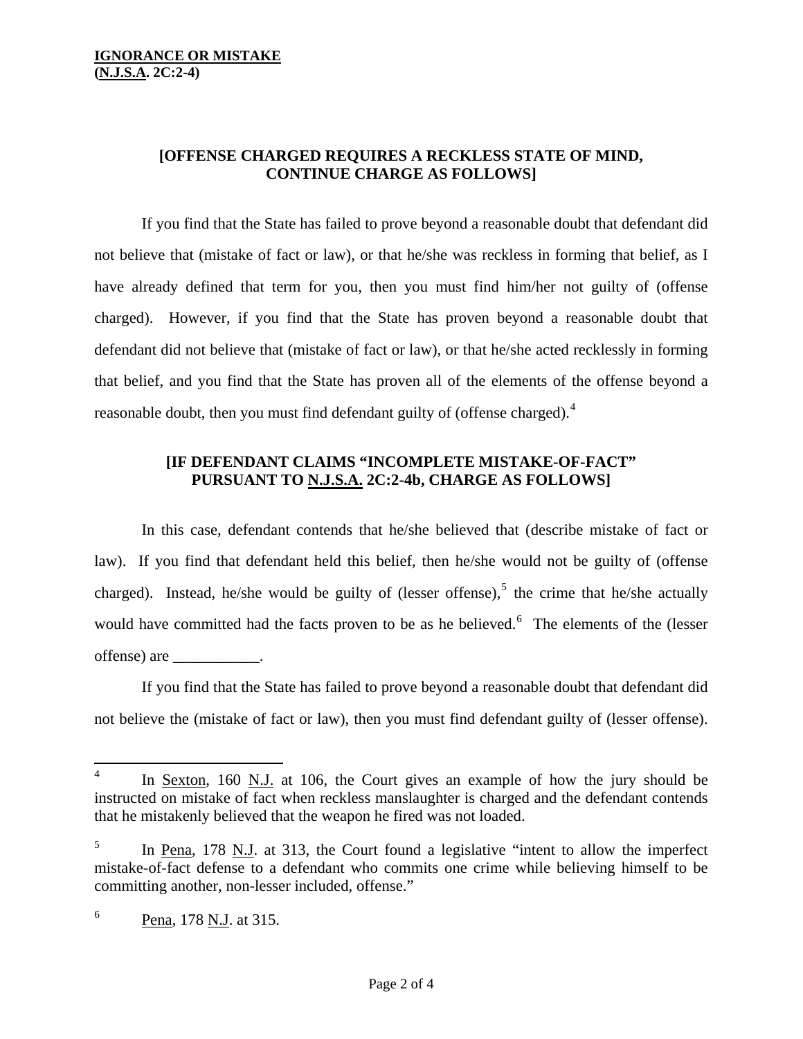**[OFFENSE CHARGED REQUIRES A RECKLESS STATE OF MIND, CONTINUE CHARGE AS FOLLOWS]**

If you find that the State has failed to prove beyond a reasonable doubt that defendant did not believe that (mistake of fact or law), or that he/she was reckless in forming that belief, as I have already defined that term for you, then you must find him/her not guilty of (offense charged). However, if you find that the State has proven beyond a reasonable doubt that defendant did not believe that (mistake of fact or law), or that he/she acted recklessly in forming that belief, and you find that the State has proven all of the elements of the offense beyond a reasonable doubt, then you must find defendant guilty of (offense charged).[4]

**[IF DEFENDANT CLAIMS "INCOMPLETE MISTAKE-OF-FACT" PURSUANT TO N.J.S.A. 2C:2-4b, CHARGE AS FOLLOWS]**

In this case, defendant contends that he/she believed that (describe mistake of fact or law). If you find that defendant held this belief, then he/she would not be guilty of (offense charged). Instead, he/she would be guilty of (lesser offense),[5] the crime that he/she actually would have committed had the facts proven to be as he believed.[6] The elements of the (lesser offense) are ___________.

If you find that the State has failed to prove beyond a reasonable doubt that defendant did not believe the (mistake of fact or law), then you must find defendant guilty of (lesser offense).

---

[4] In Sexton, 160 N.J. at 106, the Court gives an example of how the jury should be instructed on mistake of fact when reckless manslaughter is charged and the defendant contends that he mistakenly believed that the weapon he fired was not loaded.

[5] In Pena, 178 N.J. at 313, the Court found a legislative "intent to allow the imperfect mistake-of-fact defense to a defendant who commits one crime while believing himself to be committing another, non-lesser included, offense."

[6] Pena, 178 N.J. at 315.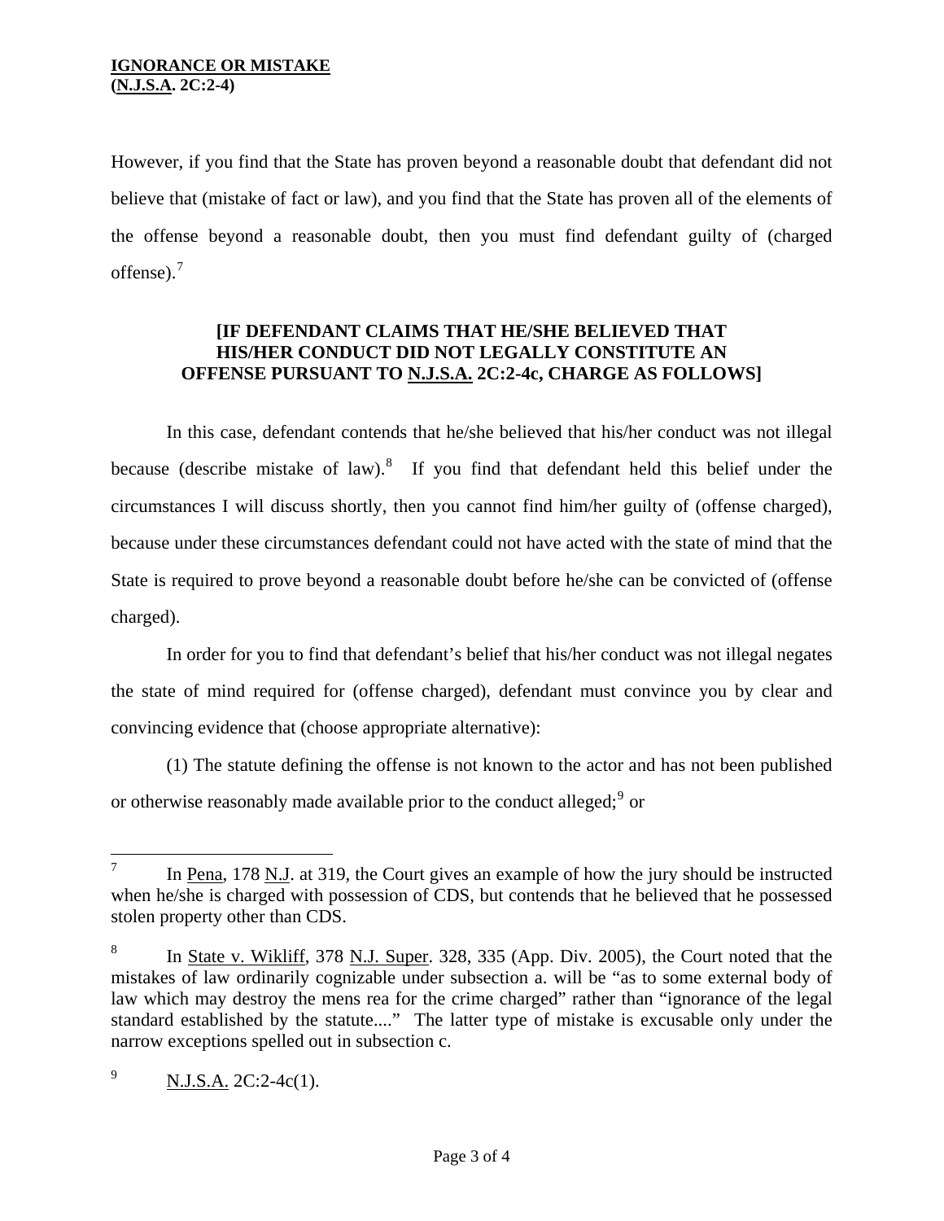However, if you find that the State has proven beyond a reasonable doubt that defendant did not believe that (mistake of fact or law), and you find that the State has proven all of the elements of the offense beyond a reasonable doubt, then you must find defendant guilty of (charged offense).[7]

**[IF DEFENDANT CLAIMS THAT HE/SHE BELIEVED THAT HIS/HER CONDUCT DID NOT LEGALLY CONSTITUTE AN OFFENSE PURSUANT TO N.J.S.A. 2C:2-4c, CHARGE AS FOLLOWS]**

In this case, defendant contends that he/she believed that his/her conduct was not illegal because (describe mistake of law).[8] If you find that defendant held this belief under the circumstances I will discuss shortly, then you cannot find him/her guilty of (offense charged), because under these circumstances defendant could not have acted with the state of mind that the State is required to prove beyond a reasonable doubt before he/she can be convicted of (offense charged).

In order for you to find that defendant's belief that his/her conduct was not illegal negates the state of mind required for (offense charged), defendant must convince you by clear and convincing evidence that (choose appropriate alternative):

(1) The statute defining the offense is not known to the actor and has not been published or otherwise reasonably made available prior to the conduct alleged;[9] or

---

[7] In Pena, 178 N.J. at 319, the Court gives an example of how the jury should be instructed when he/she is charged with possession of CDS, but contends that he believed that he possessed stolen property other than CDS.

[8] In State v. Wikliff, 378 N.J. Super. 328, 335 (App. Div. 2005), the Court noted that the mistakes of law ordinarily cognizable under subsection a. will be "as to some external body of law which may destroy the mens rea for the crime charged" rather than "ignorance of the legal standard established by the statute...." The latter type of mistake is excusable only under the narrow exceptions spelled out in subsection c.

[9] N.J.S.A. 2C:2-4c(1).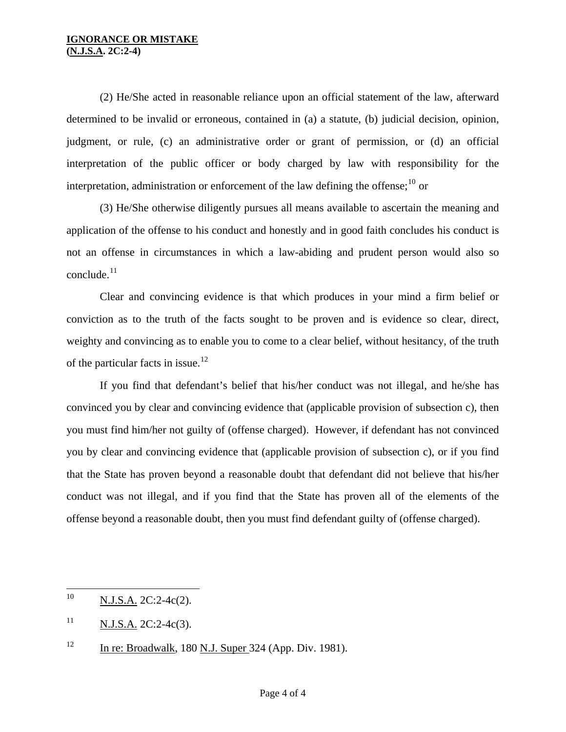(2) He/She acted in reasonable reliance upon an official statement of the law, afterward determined to be invalid or erroneous, contained in (a) a statute, (b) judicial decision, opinion, judgment, or rule, (c) an administrative order or grant of permission, or (d) an official interpretation of the public officer or body charged by law with responsibility for the interpretation, administration or enforcement of the law defining the offense;[10] or

(3) He/She otherwise diligently pursues all means available to ascertain the meaning and application of the offense to his conduct and honestly and in good faith concludes his conduct is not an offense in circumstances in which a law-abiding and prudent person would also so conclude.[11]

Clear and convincing evidence is that which produces in your mind a firm belief or conviction as to the truth of the facts sought to be proven and is evidence so clear, direct, weighty and convincing as to enable you to come to a clear belief, without hesitancy, of the truth of the particular facts in issue.[12]

If you find that defendant's belief that his/her conduct was not illegal, and he/she has convinced you by clear and convincing evidence that (applicable provision of subsection c), then you must find him/her not guilty of (offense charged). However, if defendant has not convinced you by clear and convincing evidence that (applicable provision of subsection c), or if you find that the State has proven beyond a reasonable doubt that defendant did not believe that his/her conduct was not illegal, and if you find that the State has proven all of the elements of the offense beyond a reasonable doubt, then you must find defendant guilty of (offense charged).

---

[10] N.J.S.A. 2C:2-4c(2).

[11] N.J.S.A. 2C:2-4c(3).

[12] In re: Broadwalk, 180 N.J. Super 324 (App. Div. 1981).